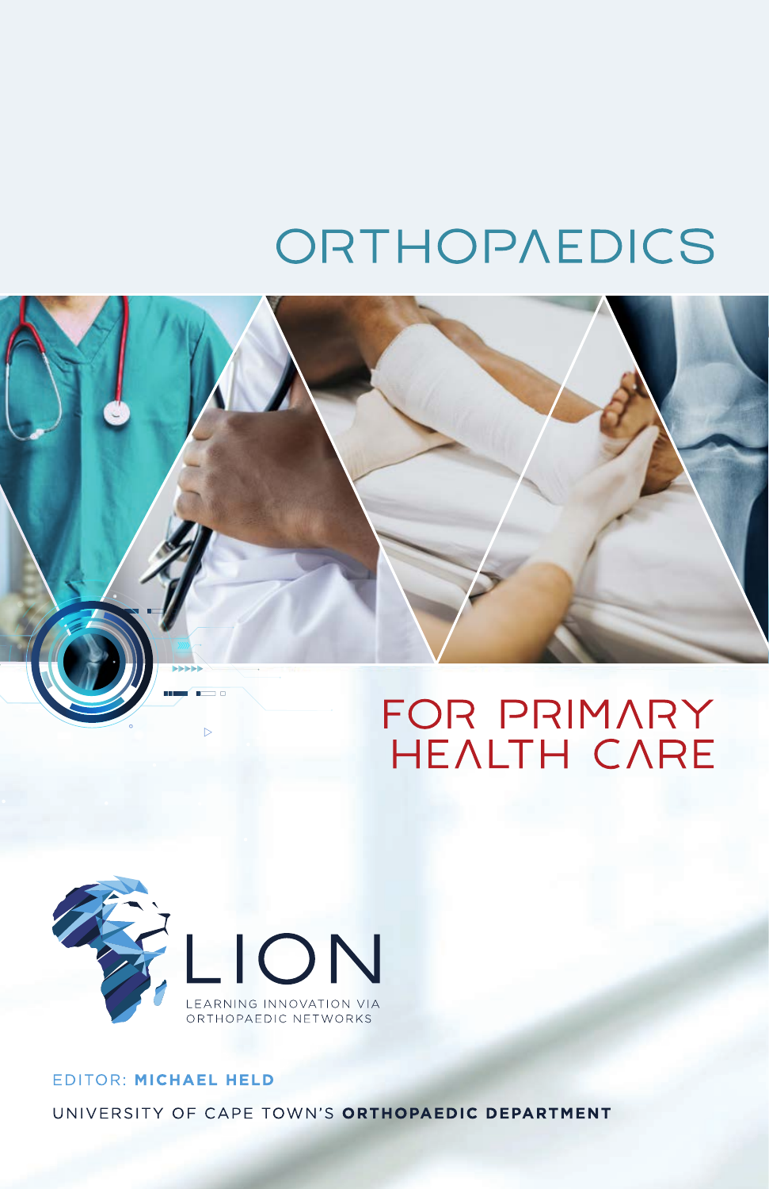# ORTHOPAEDICS

## FOR PRIMARY HEALTH CARE

LION

LEARNING INNOVATION VIA ORTHOPAEDIC NETWORKS

EDITOR: **MICHAEL HELD**

UNIVERSITY OF CAPE TOWN'S **ORTHOPAEDIC DEPARTMENT**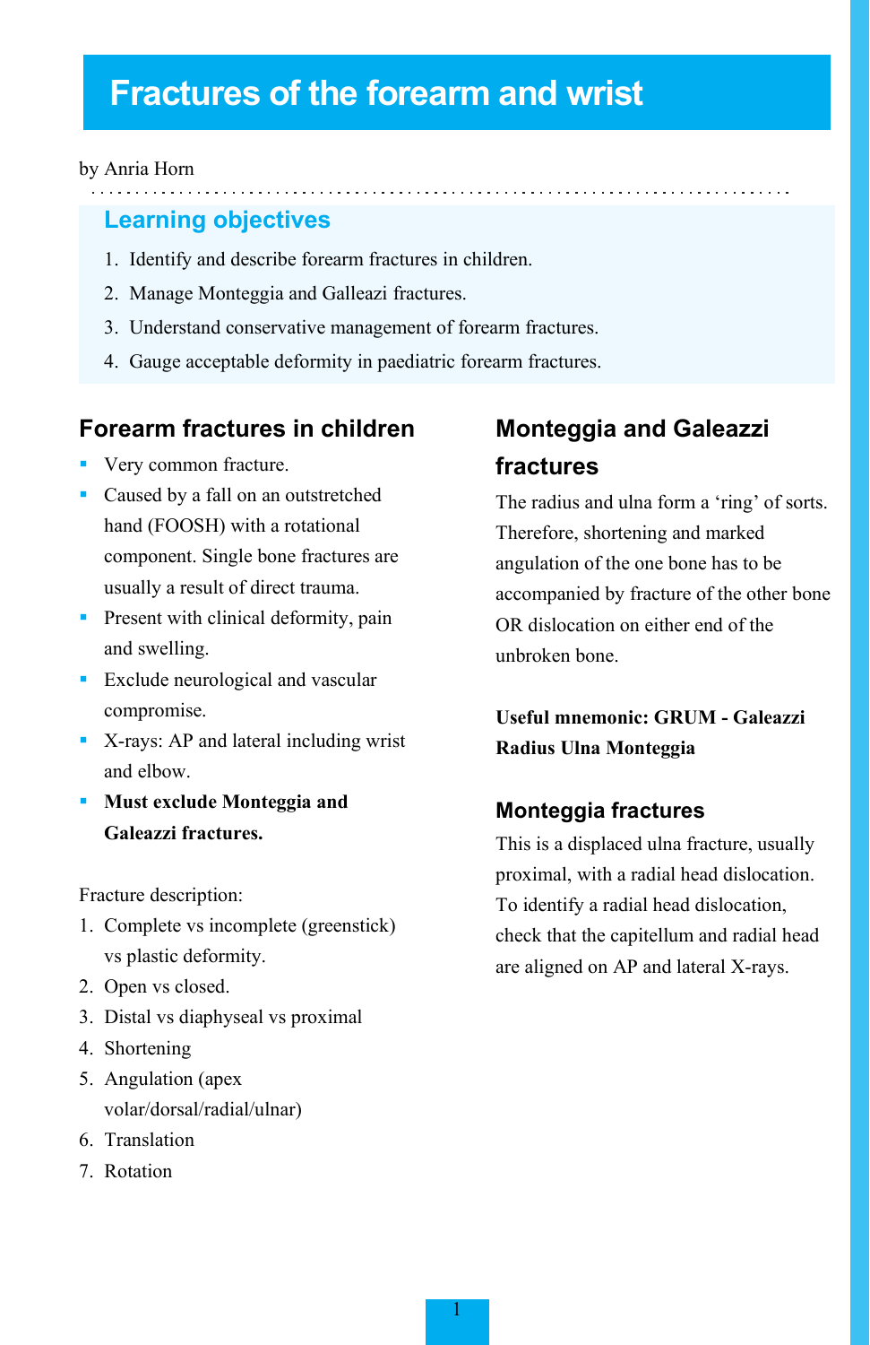# Fractures of the forearm and wrist

by Anria Horn

## Learning objectives

1. Identify and describe forearm fractures in children.
2. Manage Monteggia and Galleazi fractures.
3. Understand conservative management of forearm fractures.
4. Gauge acceptable deformity in paediatric forearm fractures.

## Forearm fractures in children

- Very common fracture.
- Caused by a fall on an outstretched hand (FOOSH) with a rotational component. Single bone fractures are usually a result of direct trauma.
- Present with clinical deformity, pain and swelling.
- Exclude neurological and vascular compromise.
- X-rays: AP and lateral including wrist and elbow.
- **Must exclude Monteggia and Galeazzi fractures.**

Fracture description:

1. Complete vs incomplete (greenstick) vs plastic deformity.
2. Open vs closed.
3. Distal vs diaphyseal vs proximal
4. Shortening
5. Angulation (apex volar/dorsal/radial/ulnar)
6. Translation
7. Rotation

## Monteggia and Galeazzi fractures

The radius and ulna form a 'ring' of sorts. Therefore, shortening and marked angulation of the one bone has to be accompanied by fracture of the other bone OR dislocation on either end of the unbroken bone.

**Useful mnemonic: GRUM - Galeazzi Radius Ulna Monteggia**

### Monteggia fractures

This is a displaced ulna fracture, usually proximal, with a radial head dislocation. To identify a radial head dislocation, check that the capitellum and radial head are aligned on AP and lateral X-rays.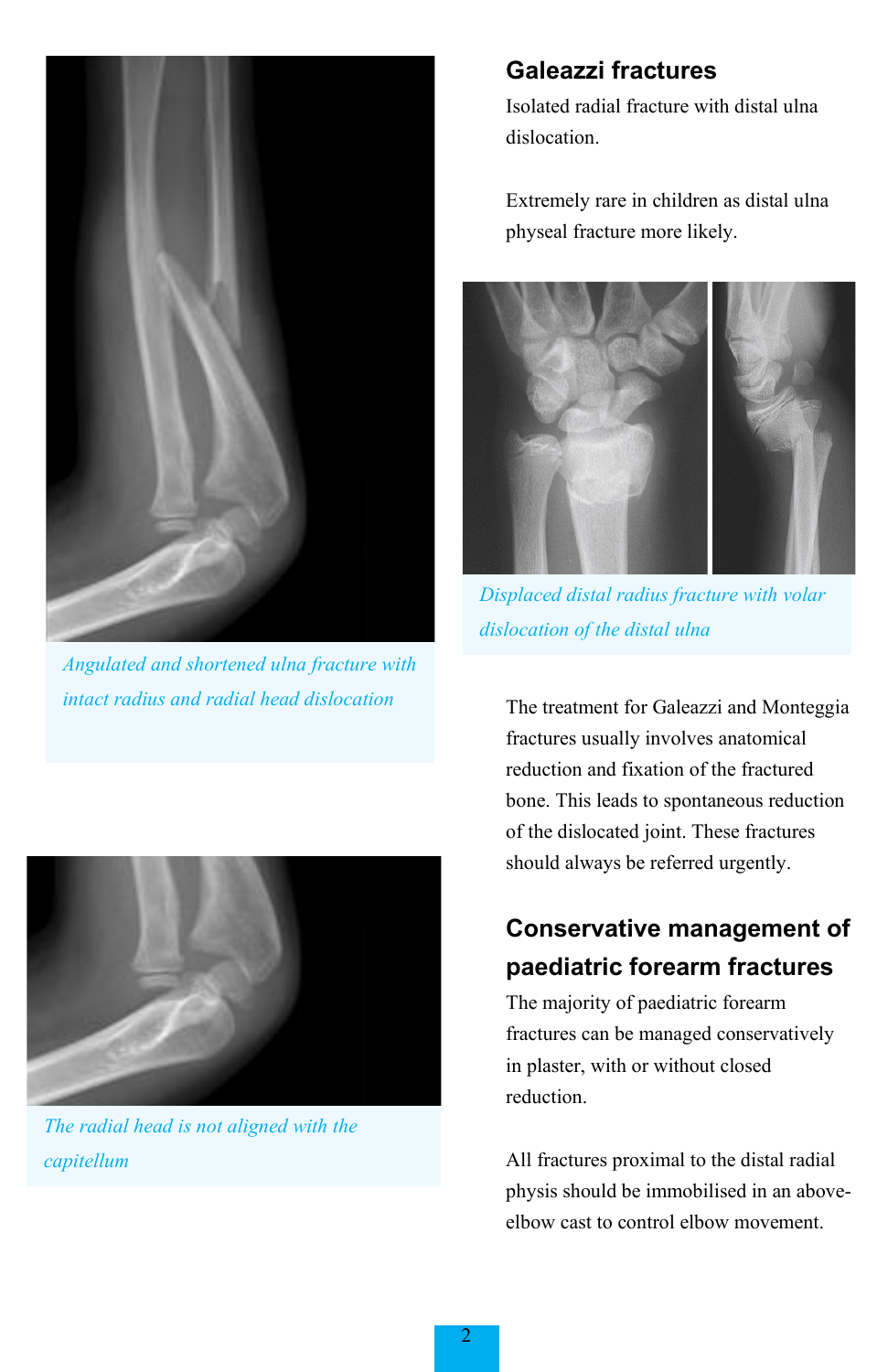Angulated and shortened ulna fracture with intact radius and radial head dislocation

The radial head is not aligned with the capitellum

## Galeazzi fractures

Isolated radial fracture with distal ulna dislocation.

Extremely rare in children as distal ulna physeal fracture more likely.

Displaced distal radius fracture with volar dislocation of the distal ulna

The treatment for Galeazzi and Monteggia fractures usually involves anatomical reduction and fixation of the fractured bone. This leads to spontaneous reduction of the dislocated joint. These fractures should always be referred urgently.

## Conservative management of paediatric forearm fractures

The majority of paediatric forearm fractures can be managed conservatively in plaster, with or without closed reduction.

All fractures proximal to the distal radial physis should be immobilised in an above-elbow cast to control elbow movement.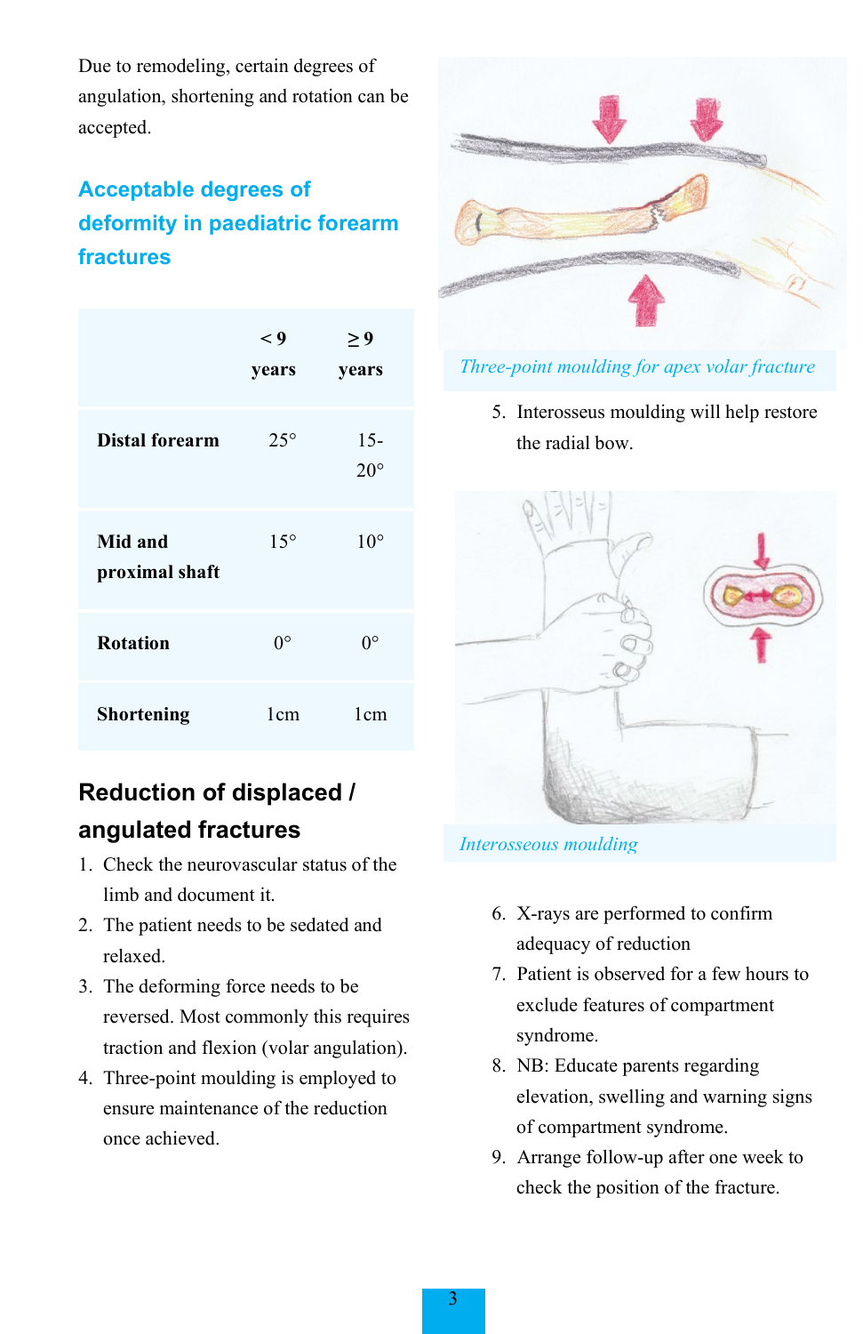Due to remodeling, certain degrees of angulation, shortening and rotation can be accepted.

## Acceptable degrees of deformity in paediatric forearm fractures

| | < 9 years | ≥ 9 years |
|---|---|---|
| **Distal forearm** | 25° | 15-20° |
| **Mid and proximal shaft** | 15° | 10° |
| **Rotation** | 0° | 0° |
| **Shortening** | 1cm | 1cm |

## Reduction of displaced / angulated fractures

1. Check the neurovascular status of the limb and document it.
2. The patient needs to be sedated and relaxed.
3. The deforming force needs to be reversed. Most commonly this requires traction and flexion (volar angulation).
4. Three-point moulding is employed to ensure maintenance of the reduction once achieved.

*Three-point moulding for apex volar fracture*

5. Interosseus moulding will help restore the radial bow.

*Interosseous moulding*

6. X-rays are performed to confirm adequacy of reduction
7. Patient is observed for a few hours to exclude features of compartment syndrome.
8. NB: Educate parents regarding elevation, swelling and warning signs of compartment syndrome.
9. Arrange follow-up after one week to check the position of the fracture.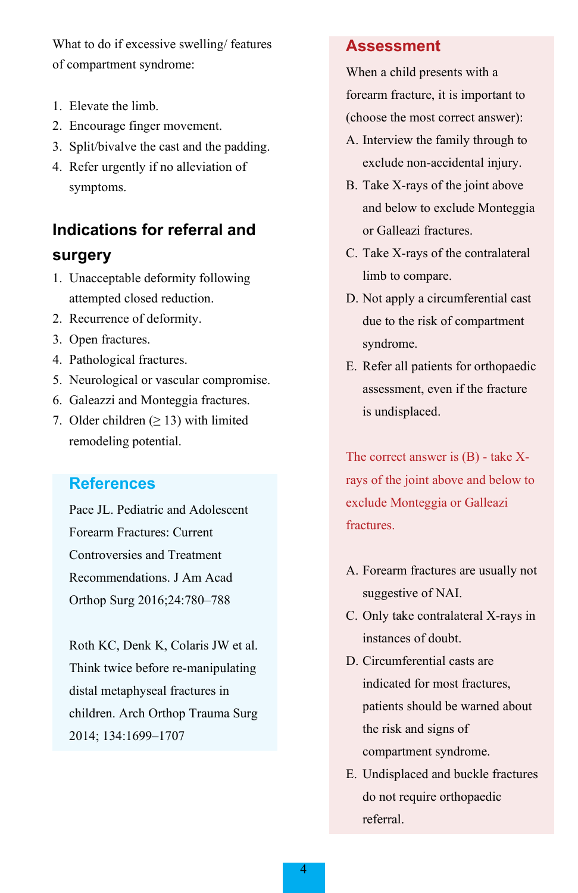What to do if excessive swelling/ features of compartment syndrome:

1. Elevate the limb.
2. Encourage finger movement.
3. Split/bivalve the cast and the padding.
4. Refer urgently if no alleviation of symptoms.

## Indications for referral and surgery

1. Unacceptable deformity following attempted closed reduction.
2. Recurrence of deformity.
3. Open fractures.
4. Pathological fractures.
5. Neurological or vascular compromise.
6. Galeazzi and Monteggia fractures.
7. Older children (≥ 13) with limited remodeling potential.

## References

Pace JL. Pediatric and Adolescent Forearm Fractures: Current Controversies and Treatment Recommendations. J Am Acad Orthop Surg 2016;24:780–788

Roth KC, Denk K, Colaris JW et al. Think twice before re-manipulating distal metaphyseal fractures in children. Arch Orthop Trauma Surg 2014; 134:1699–1707

## Assessment

When a child presents with a forearm fracture, it is important to (choose the most correct answer):

A. Interview the family through to exclude non-accidental injury.
B. Take X-rays of the joint above and below to exclude Monteggia or Galleazi fractures.
C. Take X-rays of the contralateral limb to compare.
D. Not apply a circumferential cast due to the risk of compartment syndrome.
E. Refer all patients for orthopaedic assessment, even if the fracture is undisplaced.

The correct answer is (B) - take X-rays of the joint above and below to exclude Monteggia or Galleazi fractures.

A. Forearm fractures are usually not suggestive of NAI.
C. Only take contralateral X-rays in instances of doubt.
D. Circumferential casts are indicated for most fractures, patients should be warned about the risk and signs of compartment syndrome.
E. Undisplaced and buckle fractures do not require orthopaedic referral.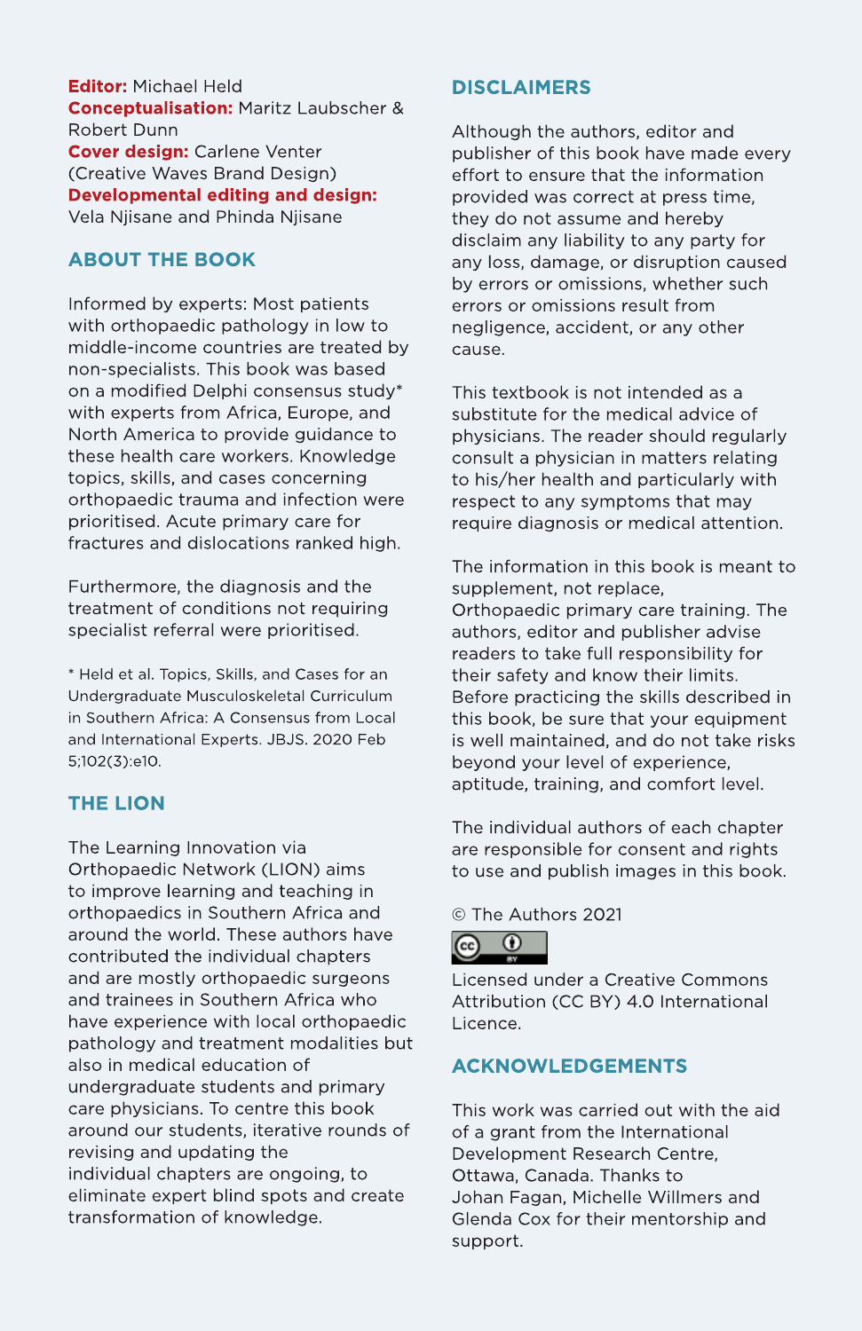**Editor:** Michael Held
**Conceptualisation:** Maritz Laubscher & Robert Dunn
**Cover design:** Carlene Venter (Creative Waves Brand Design)
**Developmental editing and design:** Vela Njisane and Phinda Njisane

## ABOUT THE BOOK

Informed by experts: Most patients with orthopaedic pathology in low to middle-income countries are treated by non-specialists. This book was based on a modified Delphi consensus study* with experts from Africa, Europe, and North America to provide guidance to these health care workers. Knowledge topics, skills, and cases concerning orthopaedic trauma and infection were prioritised. Acute primary care for fractures and dislocations ranked high.

Furthermore, the diagnosis and the treatment of conditions not requiring specialist referral were prioritised.

\* Held et al. Topics, Skills, and Cases for an Undergraduate Musculoskeletal Curriculum in Southern Africa: A Consensus from Local and International Experts. JBJS. 2020 Feb 5;102(3):e10.

## THE LION

The Learning Innovation via Orthopaedic Network (LION) aims to improve learning and teaching in orthopaedics in Southern Africa and around the world. These authors have contributed the individual chapters and are mostly orthopaedic surgeons and trainees in Southern Africa who have experience with local orthopaedic pathology and treatment modalities but also in medical education of undergraduate students and primary care physicians. To centre this book around our students, iterative rounds of revising and updating the individual chapters are ongoing, to eliminate expert blind spots and create transformation of knowledge.

## DISCLAIMERS

Although the authors, editor and publisher of this book have made every effort to ensure that the information provided was correct at press time, they do not assume and hereby disclaim any liability to any party for any loss, damage, or disruption caused by errors or omissions, whether such errors or omissions result from negligence, accident, or any other cause.

This textbook is not intended as a substitute for the medical advice of physicians. The reader should regularly consult a physician in matters relating to his/her health and particularly with respect to any symptoms that may require diagnosis or medical attention.

The information in this book is meant to supplement, not replace, Orthopaedic primary care training. The authors, editor and publisher advise readers to take full responsibility for their safety and know their limits. Before practicing the skills described in this book, be sure that your equipment is well maintained, and do not take risks beyond your level of experience, aptitude, training, and comfort level.

The individual authors of each chapter are responsible for consent and rights to use and publish images in this book.

© The Authors 2021

Licensed under a Creative Commons Attribution (CC BY) 4.0 International Licence.

## ACKNOWLEDGEMENTS

This work was carried out with the aid of a grant from the International Development Research Centre, Ottawa, Canada. Thanks to Johan Fagan, Michelle Willmers and Glenda Cox for their mentorship and support.